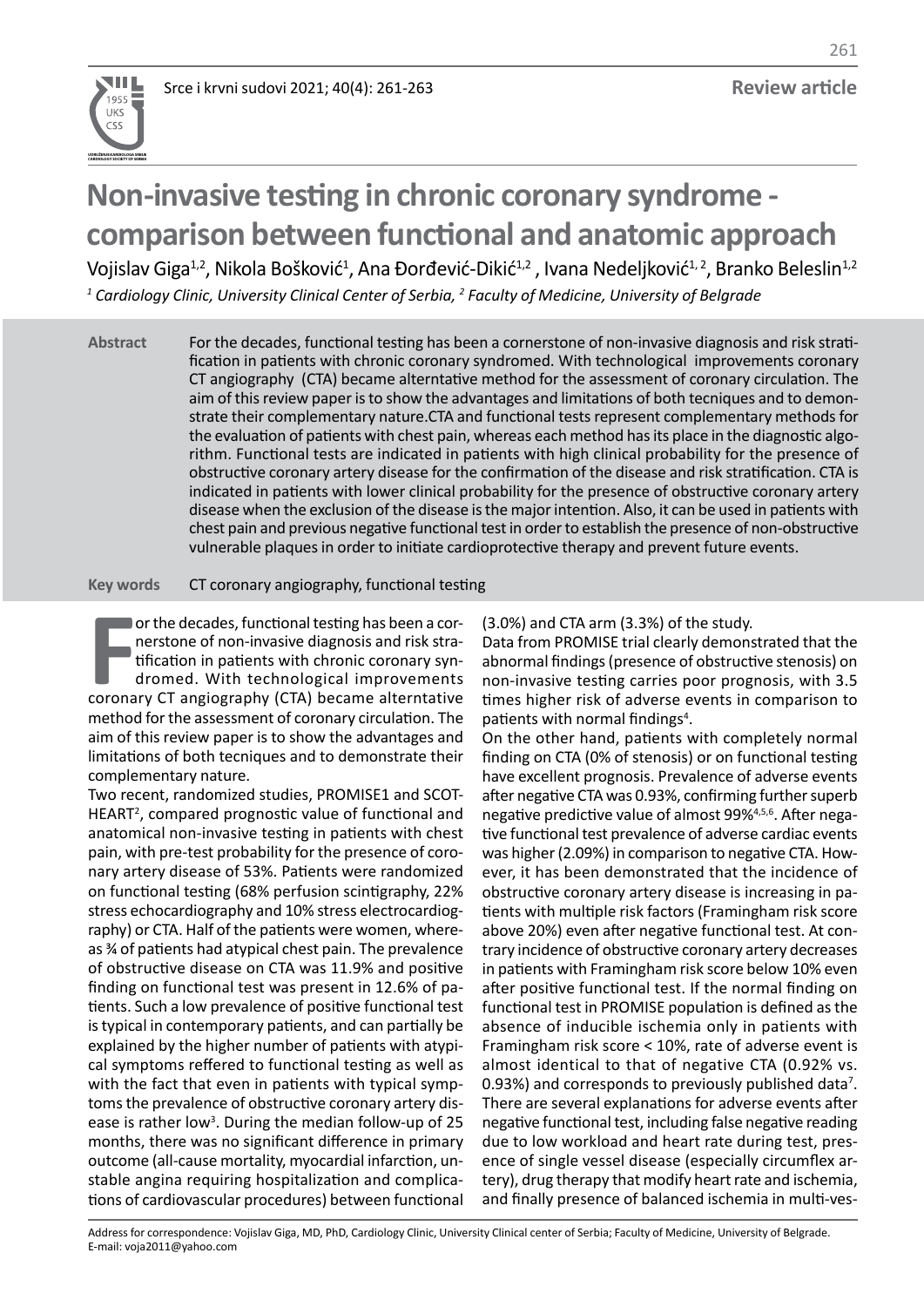Review article

# Non-invasive testing in chronic coronary syndrome - comparison between functional and anatomic approach

Vojislav Giga[1,2], Nikola Bošković[1], Ana Đorđević-Dikić[1,2], Ivana Nedeljković[1,2], Branko Beleslin[1,2]

*[1] Cardiology Clinic, University Clinical Center of Serbia, [2] Faculty of Medicine, University of Belgrade*

**Abstract** For the decades, functional testing has been a cornerstone of non-invasive diagnosis and risk stratification in patients with chronic coronary syndromed. With technological improvements coronary CT angiography (CTA) became alterntative method for the assessment of coronary circulation. The aim of this review paper is to show the advantages and limitations of both tecniques and to demonstrate their complementary nature.CTA and functional tests represent complementary methods for the evaluation of patients with chest pain, whereas each method has its place in the diagnostic algorithm. Functional tests are indicated in patients with high clinical probability for the presence of obstructive coronary artery disease for the confirmation of the disease and risk stratification. CTA is indicated in patients with lower clinical probability for the presence of obstructive coronary artery disease when the exclusion of the disease is the major intention. Also, it can be used in patients with chest pain and previous negative functional test in order to establish the presence of non-obstructive vulnerable plaques in order to initiate cardioprotective therapy and prevent future events.

**Key words** CT coronary angiography, functional testing

For the decades, functional testing has been a cornerstone of non-invasive diagnosis and risk stratification in patients with chronic coronary syndromed. With technological improvements coronary CT angiography (CTA) became alterntative method for the assessment of coronary circulation. The aim of this review paper is to show the advantages and limitations of both tecniques and to demonstrate their complementary nature.

Two recent, randomized studies, PROMISE1 and SCOT-HEART[2], compared prognostic value of functional and anatomical non-invasive testing in patients with chest pain, with pre-test probability for the presence of coronary artery disease of 53%. Patients were randomized on functional testing (68% perfusion scintigraphy, 22% stress echocardiography and 10% stress electrocardiography) or CTA. Half of the patients were women, whereas ¾ of patients had atypical chest pain. The prevalence of obstructive disease on CTA was 11.9% and positive finding on functional test was present in 12.6% of patients. Such a low prevalence of positive functional test is typical in contemporary patients, and can partially be explained by the higher number of patients with atypical symptoms reffered to functional testing as well as with the fact that even in patients with typical symptoms the prevalence of obstructive coronary artery disease is rather low[3]. During the median follow-up of 25 months, there was no significant difference in primary outcome (all-cause mortality, myocardial infarction, unstable angina requiring hospitalization and complications of cardiovascular procedures) between functional (3.0%) and CTA arm (3.3%) of the study.

Data from PROMISE trial clearly demonstrated that the abnormal findings (presence of obstructive stenosis) on non-invasive testing carries poor prognosis, with 3.5 times higher risk of adverse events in comparison to patients with normal findings[4].

On the other hand, patients with completely normal finding on CTA (0% of stenosis) or on functional testing have excellent prognosis. Prevalence of adverse events after negative CTA was 0.93%, confirming further superb negative predictive value of almost 99%[4,5,6]. After negative functional test prevalence of adverse cardiac events was higher (2.09%) in comparison to negative CTA. However, it has been demonstrated that the incidence of obstructive coronary artery disease is increasing in patients with multiple risk factors (Framingham risk score above 20%) even after negative functional test. At contrary incidence of obstructive coronary artery decreases in patients with Framingham risk score below 10% even after positive functional test. If the normal finding on functional test in PROMISE population is defined as the absence of inducible ischemia only in patients with Framingham risk score < 10%, rate of adverse event is almost identical to that of negative CTA (0.92% vs. 0.93%) and corresponds to previously published data[7]. There are several explanations for adverse events after negative functional test, including false negative reading due to low workload and heart rate during test, presence of single vessel disease (especially circumflex artery), drug therapy that modify heart rate and ischemia, and finally presence of balanced ischemia in multi-ves-

Address for correspondence: Vojislav Giga, MD, PhD, Cardiology Clinic, University Clinical center of Serbia; Faculty of Medicine, University of Belgrade. E-mail: voja2011@yahoo.com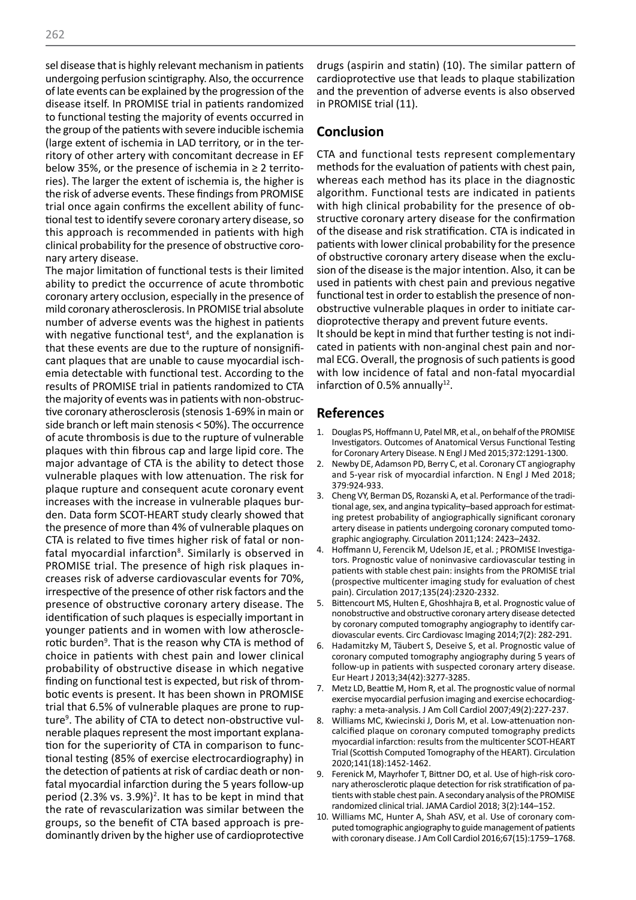sel disease that is highly relevant mechanism in patients undergoing perfusion scintigraphy. Also, the occurrence of late events can be explained by the progression of the disease itself. In PROMISE trial in patients randomized to functional testing the majority of events occurred in the group of the patients with severe inducible ischemia (large extent of ischemia in LAD territory, or in the territory of other artery with concomitant decrease in EF below 35%, or the presence of ischemia in ≥ 2 territories). The larger the extent of ischemia is, the higher is the risk of adverse events. These findings from PROMISE trial once again confirms the excellent ability of functional test to identify severe coronary artery disease, so this approach is recommended in patients with high clinical probability for the presence of obstructive coronary artery disease.

The major limitation of functional tests is their limited ability to predict the occurrence of acute thrombotic coronary artery occlusion, especially in the presence of mild coronary atherosclerosis. In PROMISE trial absolute number of adverse events was the highest in patients with negative functional test[4], and the explanation is that these events are due to the rupture of nonsignificant plaques that are unable to cause myocardial ischemia detectable with functional test. According to the results of PROMISE trial in patients randomized to CTA the majority of events was in patients with non-obstructive coronary atherosclerosis (stenosis 1-69% in main or side branch or left main stenosis < 50%). The occurrence of acute thrombosis is due to the rupture of vulnerable plaques with thin fibrous cap and large lipid core. The major advantage of CTA is the ability to detect those vulnerable plaques with low attenuation. The risk for plaque rupture and consequent acute coronary event increases with the increase in vulnerable plaques burden. Data form SCOT-HEART study clearly showed that the presence of more than 4% of vulnerable plaques on CTA is related to five times higher risk of fatal or non-fatal myocardial infarction[8]. Similarly is observed in PROMISE trial. The presence of high risk plaques increases risk of adverse cardiovascular events for 70%, irrespective of the presence of other risk factors and the presence of obstructive coronary artery disease. The identification of such plaques is especially important in younger patients and in women with low atherosclerotic burden[9]. That is the reason why CTA is method of choice in patients with chest pain and lower clinical probability of obstructive disease in which negative finding on functional test is expected, but risk of thrombotic events is present. It has been shown in PROMISE trial that 6.5% of vulnerable plaques are prone to rupture[9]. The ability of CTA to detect non-obstructive vulnerable plaques represent the most important explanation for the superiority of CTA in comparison to functional testing (85% of exercise electrocardiography) in the detection of patients at risk of cardiac death or non-fatal myocardial infarction during the 5 years follow-up period (2.3% vs. 3.9%)[2]. It has to be kept in mind that the rate of revascularization was similar between the groups, so the benefit of CTA based approach is predominantly driven by the higher use of cardioprotective drugs (aspirin and statin) (10). The similar pattern of cardioprotective use that leads to plaque stabilization and the prevention of adverse events is also observed in PROMISE trial (11).

## Conclusion

CTA and functional tests represent complementary methods for the evaluation of patients with chest pain, whereas each method has its place in the diagnostic algorithm. Functional tests are indicated in patients with high clinical probability for the presence of obstructive coronary artery disease for the confirmation of the disease and risk stratification. CTA is indicated in patients with lower clinical probability for the presence of obstructive coronary artery disease when the exclusion of the disease is the major intention. Also, it can be used in patients with chest pain and previous negative functional test in order to establish the presence of non-obstructive vulnerable plaques in order to initiate cardioprotective therapy and prevent future events.

It should be kept in mind that further testing is not indicated in patients with non-anginal chest pain and normal ECG. Overall, the prognosis of such patients is good with low incidence of fatal and non-fatal myocardial infarction of 0.5% annually[12].

## References

1. Douglas PS, Hoffmann U, Patel MR, et al., on behalf of the PROMISE Investigators. Outcomes of Anatomical Versus Functional Testing for Coronary Artery Disease. N Engl J Med 2015;372:1291-1300.
2. Newby DE, Adamson PD, Berry C, et al. Coronary CT angiography and 5-year risk of myocardial infarction. N Engl J Med 2018; 379:924-933.
3. Cheng VY, Berman DS, Rozanski A, et al. Performance of the traditional age, sex, and angina typicality–based approach for estimating pretest probability of angiographically significant coronary artery disease in patients undergoing coronary computed tomographic angiography. Circulation 2011;124: 2423–2432.
4. Hoffmann U, Ferencik M, Udelson JE, et al. ; PROMISE Investigators. Prognostic value of noninvasive cardiovascular testing in patients with stable chest pain: insights from the PROMISE trial (prospective multicenter imaging study for evaluation of chest pain). Circulation 2017;135(24):2320-2332.
5. Bittencourt MS, Hulten E, Ghoshhajra B, et al. Prognostic value of nonobstructive and obstructive coronary artery disease detected by coronary computed tomography angiography to identify cardiovascular events. Circ Cardiovasc Imaging 2014;7(2): 282-291.
6. Hadamitzky M, Täubert S, Deseive S, et al. Prognostic value of coronary computed tomography angiography during 5 years of follow-up in patients with suspected coronary artery disease. Eur Heart J 2013;34(42):3277-3285.
7. Metz LD, Beattie M, Hom R, et al. The prognostic value of normal exercise myocardial perfusion imaging and exercise echocardiography: a meta-analysis. J Am Coll Cardiol 2007;49(2):227-237.
8. Williams MC, Kwiecinski J, Doris M, et al. Low-attenuation noncalcified plaque on coronary computed tomography predicts myocardial infarction: results from the multicenter SCOT-HEART Trial (Scottish Computed Tomography of the HEART). Circulation 2020;141(18):1452-1462.
9. Ferenick M, Mayrhofer T, Bittner DO, et al. Use of high-risk coronary atherosclerotic plaque detection for risk stratification of patients with stable chest pain. A secondary analysis of the PROMISE randomized clinical trial. JAMA Cardiol 2018; 3(2):144–152.
10. Williams MC, Hunter A, Shah ASV, et al. Use of coronary computed tomographic angiography to guide management of patients with coronary disease. J Am Coll Cardiol 2016;67(15):1759–1768.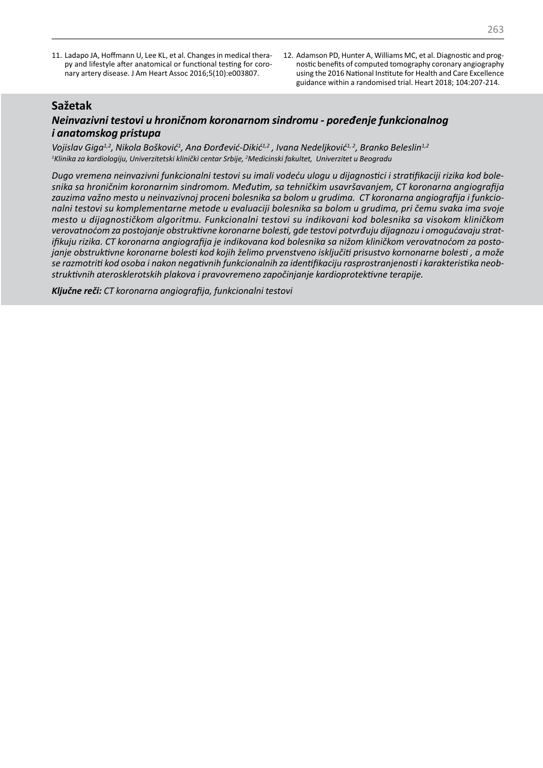11. Ladapo JA, Hoffmann U, Lee KL, et al. Changes in medical therapy and lifestyle after anatomical or functional testing for coronary artery disease. J Am Heart Assoc 2016;5(10):e003807.
12. Adamson PD, Hunter A, Williams MC, et al. Diagnostic and prognostic benefits of computed tomography coronary angiography using the 2016 National Institute for Health and Care Excellence guidance within a randomised trial. Heart 2018; 104:207-214.

## Sažetak

### *Neinvazivni testovi u hroničnom koronarnom sindromu - poređenje funkcionalnog i anatomskog pristupa*

*Vojislav Giga[1,2], Nikola Bošković[1], Ana Đorđević-Dikić[1,2] , Ivana Nedeljković[1, 2], Branko Beleslin[1,2]*

*[1]Klinika za kardiologiju, Univerzitetski klinički centar Srbije, [2]Medicinski fakultet, Univerzitet u Beogradu*

*Dugo vremena neinvazivni funkcionalni testovi su imali vodeću ulogu u dijagnostici i stratifikaciji rizika kod bolesnika sa hroničnim koronarnim sindromom. Međutim, sa tehničkim usavršavanjem, CT koronarna angiografija zauzima važno mesto u neinvazivnoj proceni bolesnika sa bolom u grudima. CT koronarna angiografija i funkcionalni testovi su komplementarne metode u evaluaciji bolesnika sa bolom u grudima, pri čemu svaka ima svoje mesto u dijagnostičkom algoritmu. Funkcionalni testovi su indikovani kod bolesnika sa visokom kliničkom verovatnoćom za postojanje obstruktivne koronarne bolesti, gde testovi potvrđuju dijagnozu i omogućavaju stratifikuju rizika. CT koronarna angiografija je indikovana kod bolesnika sa nižom kliničkom verovatnoćom za postojanje obstruktivne koronarne bolesti kod kojih želimo prvenstveno isključiti prisustvo kornonarne bolesti , a može se razmotriti kod osoba i nakon negativnih funkcionalnih za identifikaciju rasprostranjenosti i karakteristika neobstruktivnih aterosklerotskih plakova i pravovremeno započinjanje kardioprotektivne terapije.*

***Ključne reči:*** *CT koronarna angiografija, funkcionalni testovi*